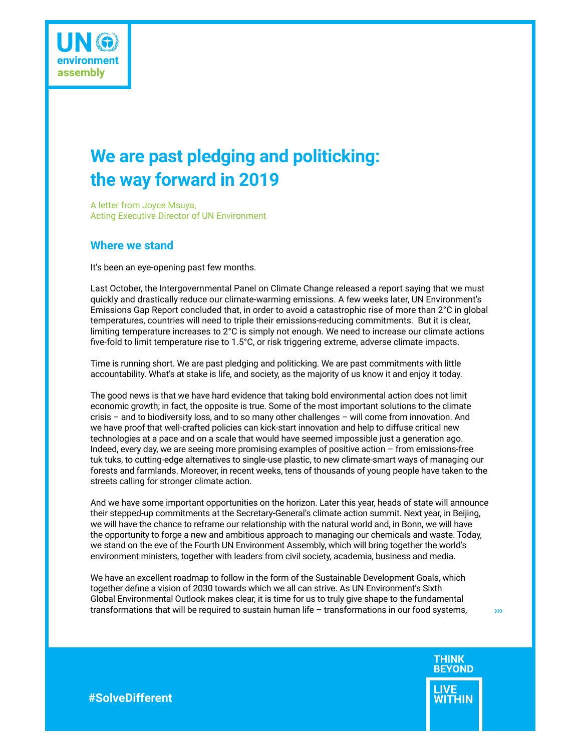UN environment assembly

# We are past pledging and politicking: the way forward in 2019

A letter from Joyce Msuya,
Acting Executive Director of UN Environment

## Where we stand

It's been an eye-opening past few months.

Last October, the Intergovernmental Panel on Climate Change released a report saying that we must quickly and drastically reduce our climate-warming emissions. A few weeks later, UN Environment's Emissions Gap Report concluded that, in order to avoid a catastrophic rise of more than 2°C in global temperatures, countries will need to triple their emissions-reducing commitments. But it is clear, limiting temperature increases to 2°C is simply not enough. We need to increase our climate actions five-fold to limit temperature rise to 1.5°C, or risk triggering extreme, adverse climate impacts.

Time is running short. We are past pledging and politicking. We are past commitments with little accountability. What's at stake is life, and society, as the majority of us know it and enjoy it today.

The good news is that we have hard evidence that taking bold environmental action does not limit economic growth; in fact, the opposite is true. Some of the most important solutions to the climate crisis – and to biodiversity loss, and to so many other challenges – will come from innovation. And we have proof that well-crafted policies can kick-start innovation and help to diffuse critical new technologies at a pace and on a scale that would have seemed impossible just a generation ago. Indeed, every day, we are seeing more promising examples of positive action – from emissions-free tuk tuks, to cutting-edge alternatives to single-use plastic, to new climate-smart ways of managing our forests and farmlands. Moreover, in recent weeks, tens of thousands of young people have taken to the streets calling for stronger climate action.

And we have some important opportunities on the horizon. Later this year, heads of state will announce their stepped-up commitments at the Secretary-General's climate action summit. Next year, in Beijing, we will have the chance to reframe our relationship with the natural world and, in Bonn, we will have the opportunity to forge a new and ambitious approach to managing our chemicals and waste. Today, we stand on the eve of the Fourth UN Environment Assembly, which will bring together the world's environment ministers, together with leaders from civil society, academia, business and media.

We have an excellent roadmap to follow in the form of the Sustainable Development Goals, which together define a vision of 2030 towards which we all can strive. As UN Environment's Sixth Global Environmental Outlook makes clear, it is time for us to truly give shape to the fundamental transformations that will be required to sustain human life – transformations in our food systems,

#SolveDifferent

THINK BEYOND
LIVE WITHIN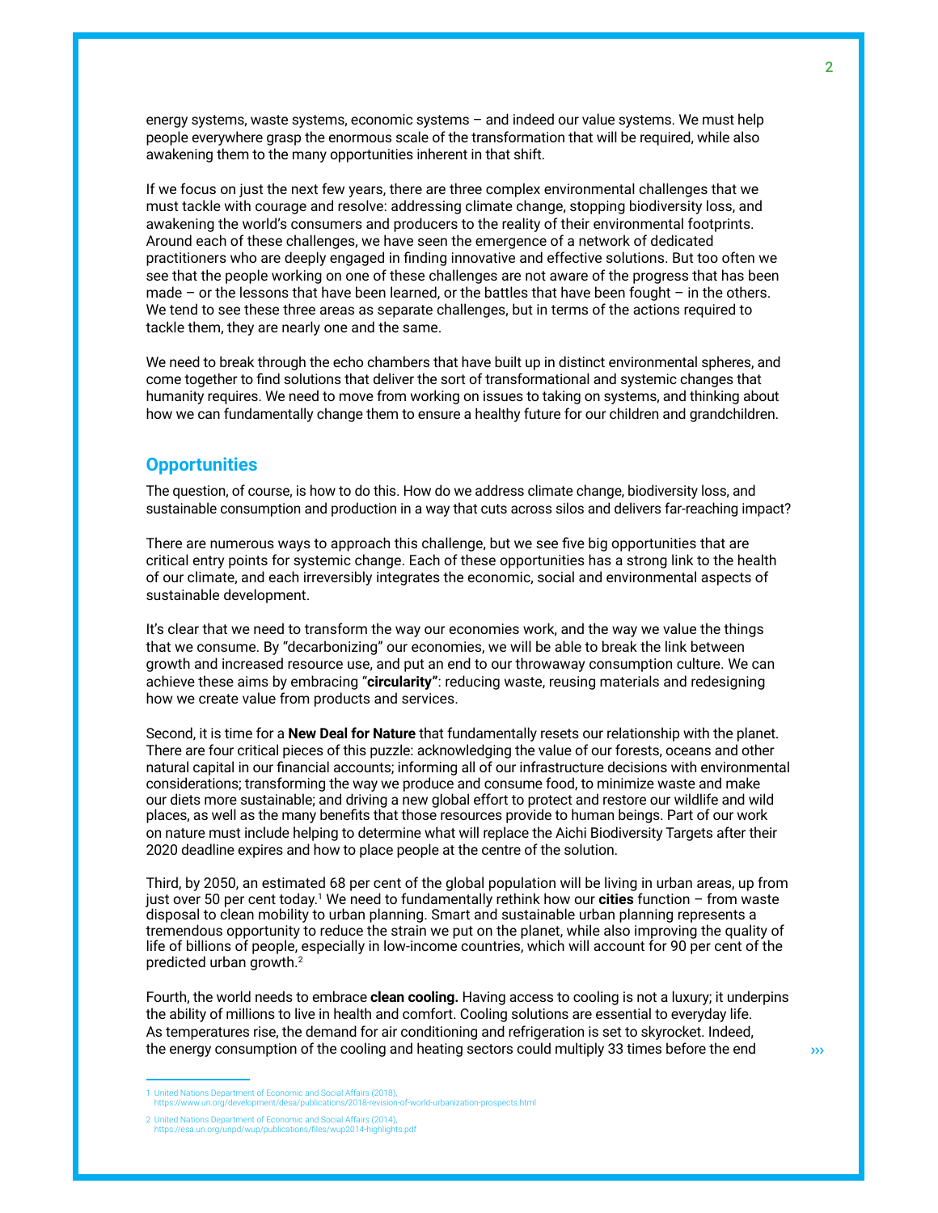energy systems, waste systems, economic systems – and indeed our value systems. We must help people everywhere grasp the enormous scale of the transformation that will be required, while also awakening them to the many opportunities inherent in that shift.

If we focus on just the next few years, there are three complex environmental challenges that we must tackle with courage and resolve: addressing climate change, stopping biodiversity loss, and awakening the world's consumers and producers to the reality of their environmental footprints. Around each of these challenges, we have seen the emergence of a network of dedicated practitioners who are deeply engaged in finding innovative and effective solutions. But too often we see that the people working on one of these challenges are not aware of the progress that has been made – or the lessons that have been learned, or the battles that have been fought – in the others. We tend to see these three areas as separate challenges, but in terms of the actions required to tackle them, they are nearly one and the same.

We need to break through the echo chambers that have built up in distinct environmental spheres, and come together to find solutions that deliver the sort of transformational and systemic changes that humanity requires. We need to move from working on issues to taking on systems, and thinking about how we can fundamentally change them to ensure a healthy future for our children and grandchildren.

## Opportunities

The question, of course, is how to do this. How do we address climate change, biodiversity loss, and sustainable consumption and production in a way that cuts across silos and delivers far-reaching impact?

There are numerous ways to approach this challenge, but we see five big opportunities that are critical entry points for systemic change. Each of these opportunities has a strong link to the health of our climate, and each irreversibly integrates the economic, social and environmental aspects of sustainable development.

It's clear that we need to transform the way our economies work, and the way we value the things that we consume. By "decarbonizing" our economies, we will be able to break the link between growth and increased resource use, and put an end to our throwaway consumption culture. We can achieve these aims by embracing "**circularity**": reducing waste, reusing materials and redesigning how we create value from products and services.

Second, it is time for a **New Deal for Nature** that fundamentally resets our relationship with the planet. There are four critical pieces of this puzzle: acknowledging the value of our forests, oceans and other natural capital in our financial accounts; informing all of our infrastructure decisions with environmental considerations; transforming the way we produce and consume food, to minimize waste and make our diets more sustainable; and driving a new global effort to protect and restore our wildlife and wild places, as well as the many benefits that those resources provide to human beings. Part of our work on nature must include helping to determine what will replace the Aichi Biodiversity Targets after their 2020 deadline expires and how to place people at the centre of the solution.

Third, by 2050, an estimated 68 per cent of the global population will be living in urban areas, up from just over 50 per cent today.[1] We need to fundamentally rethink how our **cities** function – from waste disposal to clean mobility to urban planning. Smart and sustainable urban planning represents a tremendous opportunity to reduce the strain we put on the planet, while also improving the quality of life of billions of people, especially in low-income countries, which will account for 90 per cent of the predicted urban growth.[2]

Fourth, the world needs to embrace **clean cooling.** Having access to cooling is not a luxury; it underpins the ability of millions to live in health and comfort. Cooling solutions are essential to everyday life. As temperatures rise, the demand for air conditioning and refrigeration is set to skyrocket. Indeed, the energy consumption of the cooling and heating sectors could multiply 33 times before the end

1 United Nations Department of Economic and Social Affairs (2018), https://www.un.org/development/desa/publications/2018-revision-of-world-urbanization-prospects.html

2 United Nations Department of Economic and Social Affairs (2014), https://esa.un.org/unpd/wup/publications/files/wup2014-highlights.pdf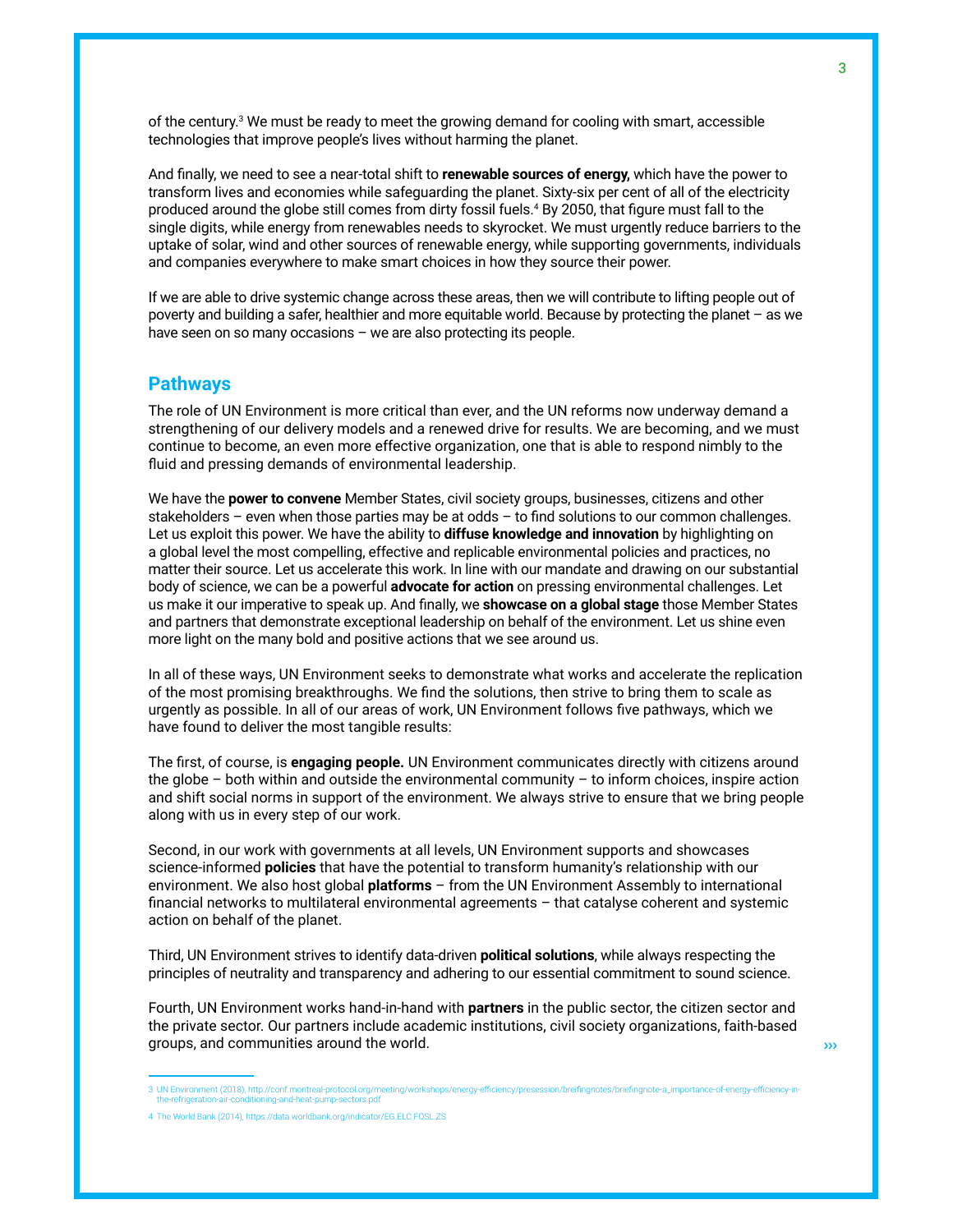of the century.[3] We must be ready to meet the growing demand for cooling with smart, accessible technologies that improve people's lives without harming the planet.

And finally, we need to see a near-total shift to **renewable sources of energy,** which have the power to transform lives and economies while safeguarding the planet. Sixty-six per cent of all of the electricity produced around the globe still comes from dirty fossil fuels.[4] By 2050, that figure must fall to the single digits, while energy from renewables needs to skyrocket. We must urgently reduce barriers to the uptake of solar, wind and other sources of renewable energy, while supporting governments, individuals and companies everywhere to make smart choices in how they source their power.

If we are able to drive systemic change across these areas, then we will contribute to lifting people out of poverty and building a safer, healthier and more equitable world. Because by protecting the planet – as we have seen on so many occasions – we are also protecting its people.

## Pathways

The role of UN Environment is more critical than ever, and the UN reforms now underway demand a strengthening of our delivery models and a renewed drive for results. We are becoming, and we must continue to become, an even more effective organization, one that is able to respond nimbly to the fluid and pressing demands of environmental leadership.

We have the **power to convene** Member States, civil society groups, businesses, citizens and other stakeholders – even when those parties may be at odds – to find solutions to our common challenges. Let us exploit this power. We have the ability to **diffuse knowledge and innovation** by highlighting on a global level the most compelling, effective and replicable environmental policies and practices, no matter their source. Let us accelerate this work. In line with our mandate and drawing on our substantial body of science, we can be a powerful **advocate for action** on pressing environmental challenges. Let us make it our imperative to speak up. And finally, we **showcase on a global stage** those Member States and partners that demonstrate exceptional leadership on behalf of the environment. Let us shine even more light on the many bold and positive actions that we see around us.

In all of these ways, UN Environment seeks to demonstrate what works and accelerate the replication of the most promising breakthroughs. We find the solutions, then strive to bring them to scale as urgently as possible. In all of our areas of work, UN Environment follows five pathways, which we have found to deliver the most tangible results:

The first, of course, is **engaging people.** UN Environment communicates directly with citizens around the globe – both within and outside the environmental community – to inform choices, inspire action and shift social norms in support of the environment. We always strive to ensure that we bring people along with us in every step of our work.

Second, in our work with governments at all levels, UN Environment supports and showcases science-informed **policies** that have the potential to transform humanity's relationship with our environment. We also host global **platforms** – from the UN Environment Assembly to international financial networks to multilateral environmental agreements – that catalyse coherent and systemic action on behalf of the planet.

Third, UN Environment strives to identify data-driven **political solutions**, while always respecting the principles of neutrality and transparency and adhering to our essential commitment to sound science.

Fourth, UN Environment works hand-in-hand with **partners** in the public sector, the citizen sector and the private sector. Our partners include academic institutions, civil society organizations, faith-based groups, and communities around the world.

›››

3 UN Environment (2018), http://conf.montreal-protocol.org/meeting/workshops/energy-efficiency/presession/breifingnotes/briefingnote-a_importance-of-energy-efficiency-in-the-refrigeration-air-conditioning-and-heat-pump-sectors.pdf

4 The World Bank (2014), https://data.worldbank.org/indicator/EG.ELC.FOSL.ZS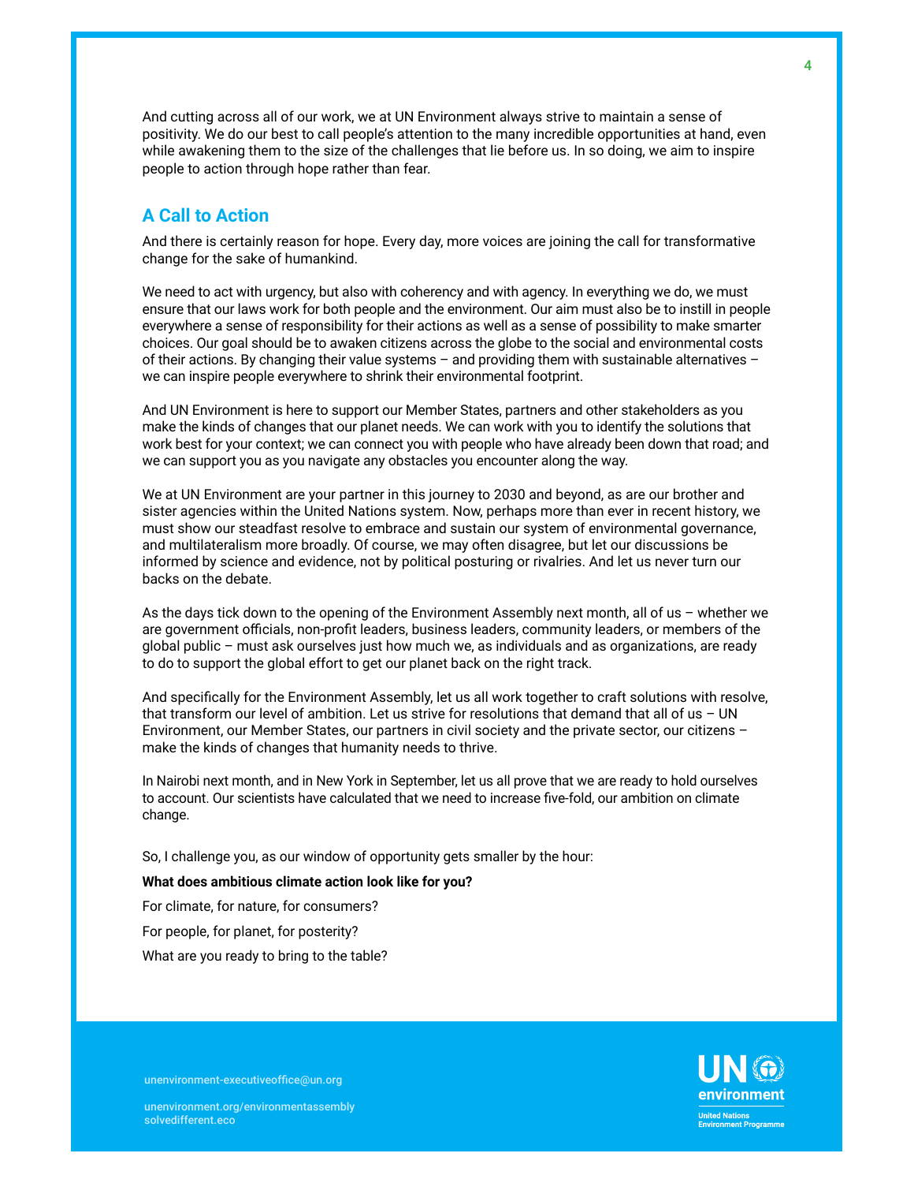And cutting across all of our work, we at UN Environment always strive to maintain a sense of positivity. We do our best to call people's attention to the many incredible opportunities at hand, even while awakening them to the size of the challenges that lie before us. In so doing, we aim to inspire people to action through hope rather than fear.

## A Call to Action

And there is certainly reason for hope. Every day, more voices are joining the call for transformative change for the sake of humankind.

We need to act with urgency, but also with coherency and with agency. In everything we do, we must ensure that our laws work for both people and the environment. Our aim must also be to instill in people everywhere a sense of responsibility for their actions as well as a sense of possibility to make smarter choices. Our goal should be to awaken citizens across the globe to the social and environmental costs of their actions. By changing their value systems – and providing them with sustainable alternatives – we can inspire people everywhere to shrink their environmental footprint.

And UN Environment is here to support our Member States, partners and other stakeholders as you make the kinds of changes that our planet needs. We can work with you to identify the solutions that work best for your context; we can connect you with people who have already been down that road; and we can support you as you navigate any obstacles you encounter along the way.

We at UN Environment are your partner in this journey to 2030 and beyond, as are our brother and sister agencies within the United Nations system. Now, perhaps more than ever in recent history, we must show our steadfast resolve to embrace and sustain our system of environmental governance, and multilateralism more broadly. Of course, we may often disagree, but let our discussions be informed by science and evidence, not by political posturing or rivalries. And let us never turn our backs on the debate.

As the days tick down to the opening of the Environment Assembly next month, all of us – whether we are government officials, non-profit leaders, business leaders, community leaders, or members of the global public – must ask ourselves just how much we, as individuals and as organizations, are ready to do to support the global effort to get our planet back on the right track.

And specifically for the Environment Assembly, let us all work together to craft solutions with resolve, that transform our level of ambition. Let us strive for resolutions that demand that all of us – UN Environment, our Member States, our partners in civil society and the private sector, our citizens – make the kinds of changes that humanity needs to thrive.

In Nairobi next month, and in New York in September, let us all prove that we are ready to hold ourselves to account. Our scientists have calculated that we need to increase five-fold, our ambition on climate change.

So, I challenge you, as our window of opportunity gets smaller by the hour:

**What does ambitious climate action look like for you?**

For climate, for nature, for consumers?

For people, for planet, for posterity?

What are you ready to bring to the table?

unenvironment-executiveoffice@un.org

unenvironment.org/environmentassembly
solvedifferent.eco

UN environment
United Nations Environment Programme